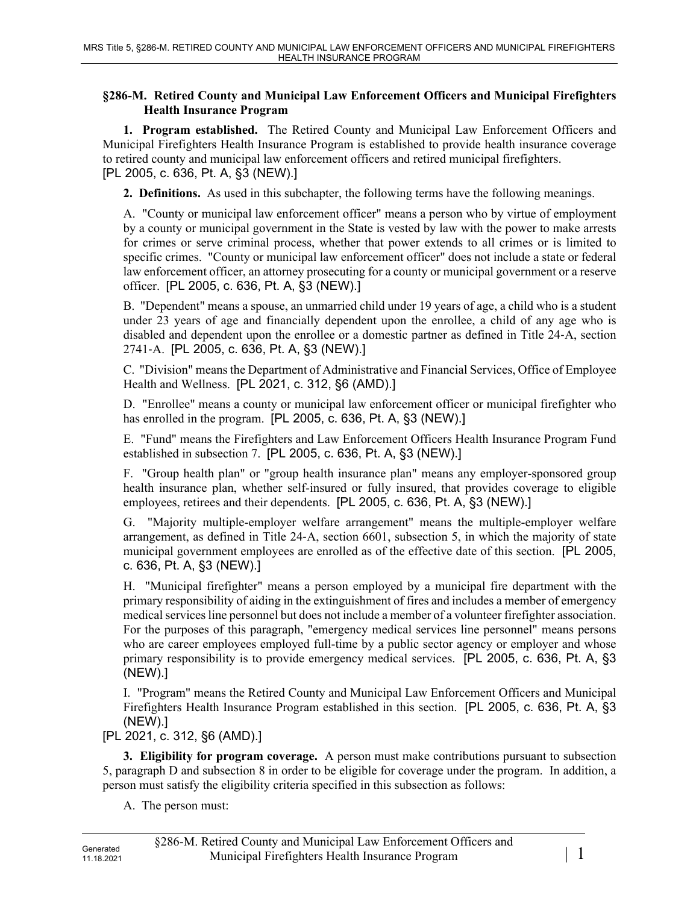## §286-M. Retired County and Municipal Law Enforcement Officers and Municipal Firefighters Health Insurance Program

**1. Program established.** The Retired County and Municipal Law Enforcement Officers and Municipal Firefighters Health Insurance Program is established to provide health insurance coverage to retired county and municipal law enforcement officers and retired municipal firefighters.
[PL 2005, c. 636, Pt. A, §3 (NEW).]

**2. Definitions.** As used in this subchapter, the following terms have the following meanings.

A. "County or municipal law enforcement officer" means a person who by virtue of employment by a county or municipal government in the State is vested by law with the power to make arrests for crimes or serve criminal process, whether that power extends to all crimes or is limited to specific crimes. "County or municipal law enforcement officer" does not include a state or federal law enforcement officer, an attorney prosecuting for a county or municipal government or a reserve officer. [PL 2005, c. 636, Pt. A, §3 (NEW).]

B. "Dependent" means a spouse, an unmarried child under 19 years of age, a child who is a student under 23 years of age and financially dependent upon the enrollee, a child of any age who is disabled and dependent upon the enrollee or a domestic partner as defined in Title 24-A, section 2741-A. [PL 2005, c. 636, Pt. A, §3 (NEW).]

C. "Division" means the Department of Administrative and Financial Services, Office of Employee Health and Wellness. [PL 2021, c. 312, §6 (AMD).]

D. "Enrollee" means a county or municipal law enforcement officer or municipal firefighter who has enrolled in the program. [PL 2005, c. 636, Pt. A, §3 (NEW).]

E. "Fund" means the Firefighters and Law Enforcement Officers Health Insurance Program Fund established in subsection 7. [PL 2005, c. 636, Pt. A, §3 (NEW).]

F. "Group health plan" or "group health insurance plan" means any employer-sponsored group health insurance plan, whether self-insured or fully insured, that provides coverage to eligible employees, retirees and their dependents. [PL 2005, c. 636, Pt. A, §3 (NEW).]

G. "Majority multiple-employer welfare arrangement" means the multiple-employer welfare arrangement, as defined in Title 24-A, section 6601, subsection 5, in which the majority of state municipal government employees are enrolled as of the effective date of this section. [PL 2005, c. 636, Pt. A, §3 (NEW).]

H. "Municipal firefighter" means a person employed by a municipal fire department with the primary responsibility of aiding in the extinguishment of fires and includes a member of emergency medical services line personnel but does not include a member of a volunteer firefighter association. For the purposes of this paragraph, "emergency medical services line personnel" means persons who are career employees employed full-time by a public sector agency or employer and whose primary responsibility is to provide emergency medical services. [PL 2005, c. 636, Pt. A, §3 (NEW).]

I. "Program" means the Retired County and Municipal Law Enforcement Officers and Municipal Firefighters Health Insurance Program established in this section. [PL 2005, c. 636, Pt. A, §3 (NEW).]

[PL 2021, c. 312, §6 (AMD).]

**3. Eligibility for program coverage.** A person must make contributions pursuant to subsection 5, paragraph D and subsection 8 in order to be eligible for coverage under the program. In addition, a person must satisfy the eligibility criteria specified in this subsection as follows:

A. The person must: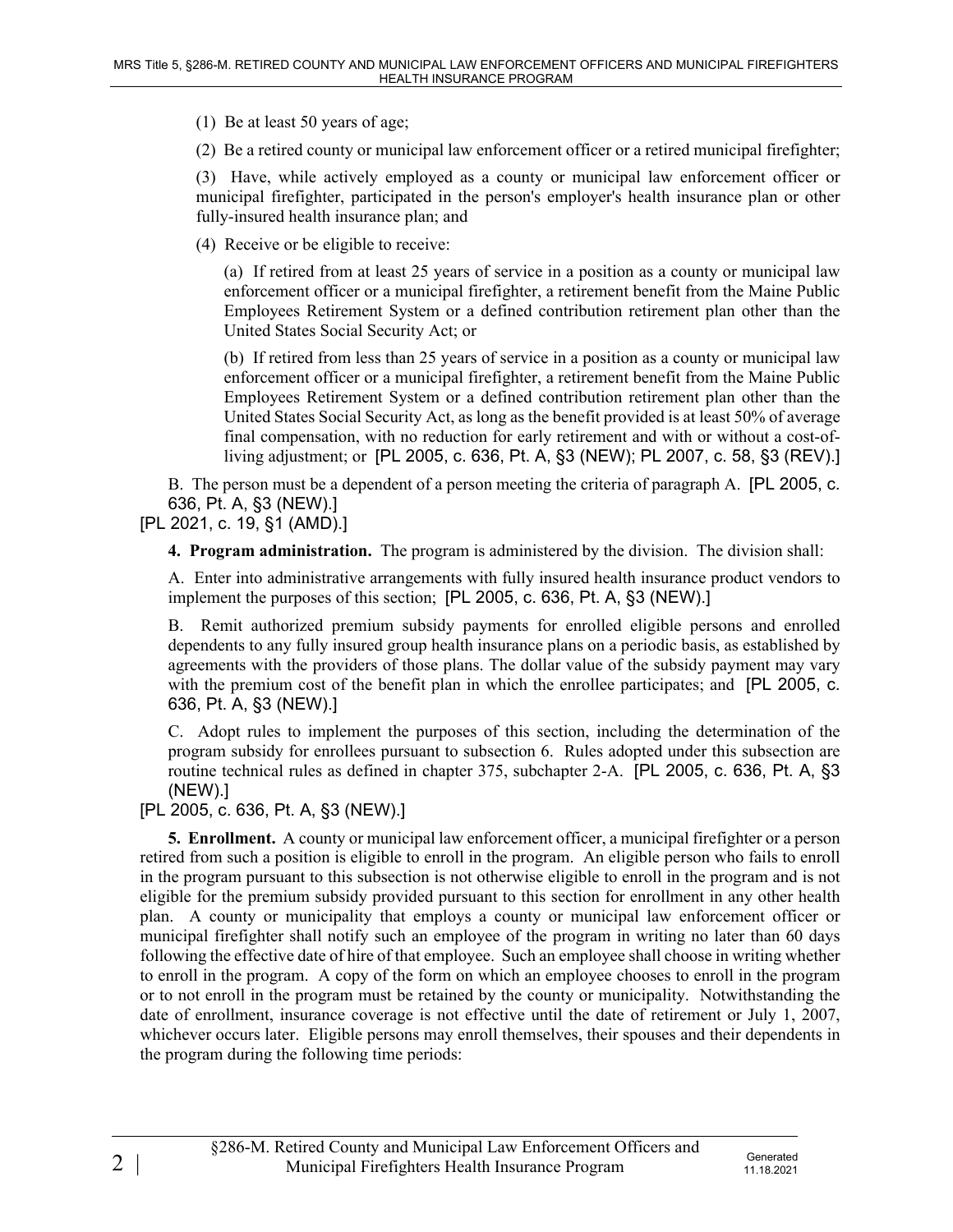(1) Be at least 50 years of age;

(2) Be a retired county or municipal law enforcement officer or a retired municipal firefighter;

(3) Have, while actively employed as a county or municipal law enforcement officer or municipal firefighter, participated in the person's employer's health insurance plan or other fully-insured health insurance plan; and

(4) Receive or be eligible to receive:

(a) If retired from at least 25 years of service in a position as a county or municipal law enforcement officer or a municipal firefighter, a retirement benefit from the Maine Public Employees Retirement System or a defined contribution retirement plan other than the United States Social Security Act; or

(b) If retired from less than 25 years of service in a position as a county or municipal law enforcement officer or a municipal firefighter, a retirement benefit from the Maine Public Employees Retirement System or a defined contribution retirement plan other than the United States Social Security Act, as long as the benefit provided is at least 50% of average final compensation, with no reduction for early retirement and with or without a cost-of-living adjustment; or [PL 2005, c. 636, Pt. A, §3 (NEW); PL 2007, c. 58, §3 (REV).]

B. The person must be a dependent of a person meeting the criteria of paragraph A. [PL 2005, c. 636, Pt. A, §3 (NEW).]

[PL 2021, c. 19, §1 (AMD).]

**4. Program administration.** The program is administered by the division. The division shall:

A. Enter into administrative arrangements with fully insured health insurance product vendors to implement the purposes of this section; [PL 2005, c. 636, Pt. A, §3 (NEW).]

B. Remit authorized premium subsidy payments for enrolled eligible persons and enrolled dependents to any fully insured group health insurance plans on a periodic basis, as established by agreements with the providers of those plans. The dollar value of the subsidy payment may vary with the premium cost of the benefit plan in which the enrollee participates; and [PL 2005, c. 636, Pt. A, §3 (NEW).]

C. Adopt rules to implement the purposes of this section, including the determination of the program subsidy for enrollees pursuant to subsection 6. Rules adopted under this subsection are routine technical rules as defined in chapter 375, subchapter 2-A. [PL 2005, c. 636, Pt. A, §3 (NEW).]

[PL 2005, c. 636, Pt. A, §3 (NEW).]

**5. Enrollment.** A county or municipal law enforcement officer, a municipal firefighter or a person retired from such a position is eligible to enroll in the program. An eligible person who fails to enroll in the program pursuant to this subsection is not otherwise eligible to enroll in the program and is not eligible for the premium subsidy provided pursuant to this section for enrollment in any other health plan. A county or municipality that employs a county or municipal law enforcement officer or municipal firefighter shall notify such an employee of the program in writing no later than 60 days following the effective date of hire of that employee. Such an employee shall choose in writing whether to enroll in the program. A copy of the form on which an employee chooses to enroll in the program or to not enroll in the program must be retained by the county or municipality. Notwithstanding the date of enrollment, insurance coverage is not effective until the date of retirement or July 1, 2007, whichever occurs later. Eligible persons may enroll themselves, their spouses and their dependents in the program during the following time periods: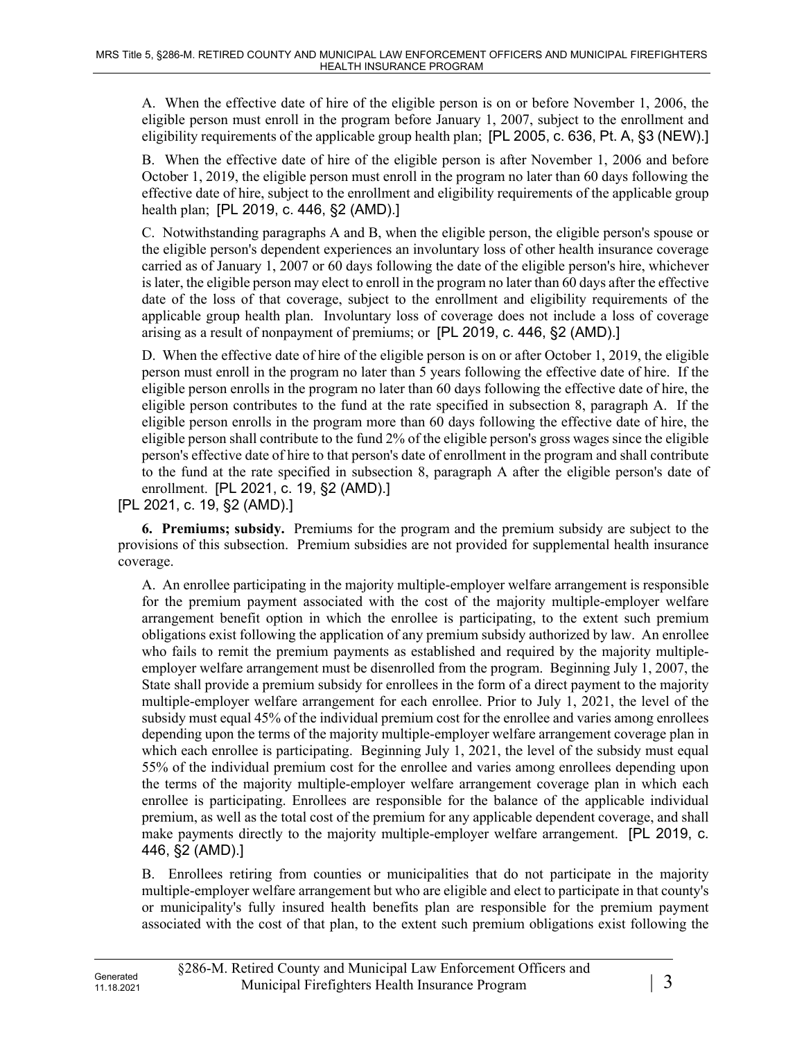A. When the effective date of hire of the eligible person is on or before November 1, 2006, the eligible person must enroll in the program before January 1, 2007, subject to the enrollment and eligibility requirements of the applicable group health plan; [PL 2005, c. 636, Pt. A, §3 (NEW).]

B. When the effective date of hire of the eligible person is after November 1, 2006 and before October 1, 2019, the eligible person must enroll in the program no later than 60 days following the effective date of hire, subject to the enrollment and eligibility requirements of the applicable group health plan; [PL 2019, c. 446, §2 (AMD).]

C. Notwithstanding paragraphs A and B, when the eligible person, the eligible person's spouse or the eligible person's dependent experiences an involuntary loss of other health insurance coverage carried as of January 1, 2007 or 60 days following the date of the eligible person's hire, whichever is later, the eligible person may elect to enroll in the program no later than 60 days after the effective date of the loss of that coverage, subject to the enrollment and eligibility requirements of the applicable group health plan. Involuntary loss of coverage does not include a loss of coverage arising as a result of nonpayment of premiums; or [PL 2019, c. 446, §2 (AMD).]

D. When the effective date of hire of the eligible person is on or after October 1, 2019, the eligible person must enroll in the program no later than 5 years following the effective date of hire. If the eligible person enrolls in the program no later than 60 days following the effective date of hire, the eligible person contributes to the fund at the rate specified in subsection 8, paragraph A. If the eligible person enrolls in the program more than 60 days following the effective date of hire, the eligible person shall contribute to the fund 2% of the eligible person's gross wages since the eligible person's effective date of hire to that person's date of enrollment in the program and shall contribute to the fund at the rate specified in subsection 8, paragraph A after the eligible person's date of enrollment. [PL 2021, c. 19, §2 (AMD).]

[PL 2021, c. 19, §2 (AMD).]

**6. Premiums; subsidy.** Premiums for the program and the premium subsidy are subject to the provisions of this subsection. Premium subsidies are not provided for supplemental health insurance coverage.

A. An enrollee participating in the majority multiple-employer welfare arrangement is responsible for the premium payment associated with the cost of the majority multiple-employer welfare arrangement benefit option in which the enrollee is participating, to the extent such premium obligations exist following the application of any premium subsidy authorized by law. An enrollee who fails to remit the premium payments as established and required by the majority multiple-employer welfare arrangement must be disenrolled from the program. Beginning July 1, 2007, the State shall provide a premium subsidy for enrollees in the form of a direct payment to the majority multiple-employer welfare arrangement for each enrollee. Prior to July 1, 2021, the level of the subsidy must equal 45% of the individual premium cost for the enrollee and varies among enrollees depending upon the terms of the majority multiple-employer welfare arrangement coverage plan in which each enrollee is participating. Beginning July 1, 2021, the level of the subsidy must equal 55% of the individual premium cost for the enrollee and varies among enrollees depending upon the terms of the majority multiple-employer welfare arrangement coverage plan in which each enrollee is participating. Enrollees are responsible for the balance of the applicable individual premium, as well as the total cost of the premium for any applicable dependent coverage, and shall make payments directly to the majority multiple-employer welfare arrangement. [PL 2019, c. 446, §2 (AMD).]

B. Enrollees retiring from counties or municipalities that do not participate in the majority multiple-employer welfare arrangement but who are eligible and elect to participate in that county's or municipality's fully insured health benefits plan are responsible for the premium payment associated with the cost of that plan, to the extent such premium obligations exist following the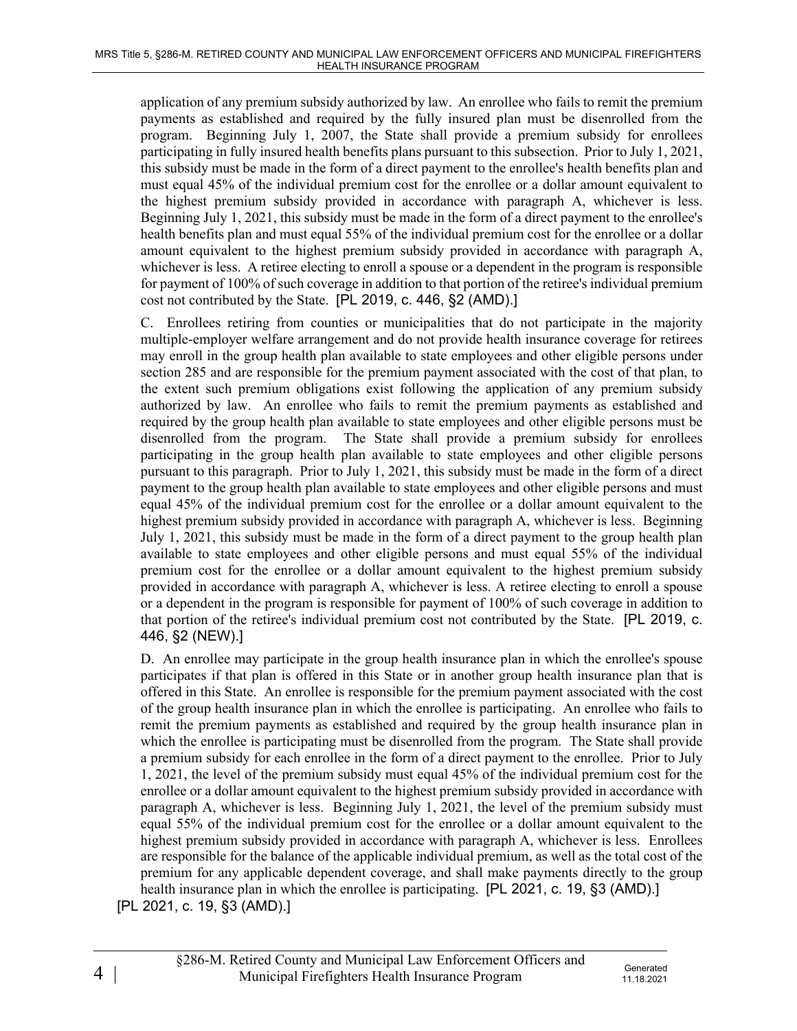application of any premium subsidy authorized by law. An enrollee who fails to remit the premium payments as established and required by the fully insured plan must be disenrolled from the program. Beginning July 1, 2007, the State shall provide a premium subsidy for enrollees participating in fully insured health benefits plans pursuant to this subsection. Prior to July 1, 2021, this subsidy must be made in the form of a direct payment to the enrollee's health benefits plan and must equal 45% of the individual premium cost for the enrollee or a dollar amount equivalent to the highest premium subsidy provided in accordance with paragraph A, whichever is less. Beginning July 1, 2021, this subsidy must be made in the form of a direct payment to the enrollee's health benefits plan and must equal 55% of the individual premium cost for the enrollee or a dollar amount equivalent to the highest premium subsidy provided in accordance with paragraph A, whichever is less. A retiree electing to enroll a spouse or a dependent in the program is responsible for payment of 100% of such coverage in addition to that portion of the retiree's individual premium cost not contributed by the State. [PL 2019, c. 446, §2 (AMD).]

C. Enrollees retiring from counties or municipalities that do not participate in the majority multiple-employer welfare arrangement and do not provide health insurance coverage for retirees may enroll in the group health plan available to state employees and other eligible persons under section 285 and are responsible for the premium payment associated with the cost of that plan, to the extent such premium obligations exist following the application of any premium subsidy authorized by law. An enrollee who fails to remit the premium payments as established and required by the group health plan available to state employees and other eligible persons must be disenrolled from the program. The State shall provide a premium subsidy for enrollees participating in the group health plan available to state employees and other eligible persons pursuant to this paragraph. Prior to July 1, 2021, this subsidy must be made in the form of a direct payment to the group health plan available to state employees and other eligible persons and must equal 45% of the individual premium cost for the enrollee or a dollar amount equivalent to the highest premium subsidy provided in accordance with paragraph A, whichever is less. Beginning July 1, 2021, this subsidy must be made in the form of a direct payment to the group health plan available to state employees and other eligible persons and must equal 55% of the individual premium cost for the enrollee or a dollar amount equivalent to the highest premium subsidy provided in accordance with paragraph A, whichever is less. A retiree electing to enroll a spouse or a dependent in the program is responsible for payment of 100% of such coverage in addition to that portion of the retiree's individual premium cost not contributed by the State. [PL 2019, c. 446, §2 (NEW).]

D. An enrollee may participate in the group health insurance plan in which the enrollee's spouse participates if that plan is offered in this State or in another group health insurance plan that is offered in this State. An enrollee is responsible for the premium payment associated with the cost of the group health insurance plan in which the enrollee is participating. An enrollee who fails to remit the premium payments as established and required by the group health insurance plan in which the enrollee is participating must be disenrolled from the program. The State shall provide a premium subsidy for each enrollee in the form of a direct payment to the enrollee. Prior to July 1, 2021, the level of the premium subsidy must equal 45% of the individual premium cost for the enrollee or a dollar amount equivalent to the highest premium subsidy provided in accordance with paragraph A, whichever is less. Beginning July 1, 2021, the level of the premium subsidy must equal 55% of the individual premium cost for the enrollee or a dollar amount equivalent to the highest premium subsidy provided in accordance with paragraph A, whichever is less. Enrollees are responsible for the balance of the applicable individual premium, as well as the total cost of the premium for any applicable dependent coverage, and shall make payments directly to the group health insurance plan in which the enrollee is participating. [PL 2021, c. 19, §3 (AMD).]

[PL 2021, c. 19, §3 (AMD).]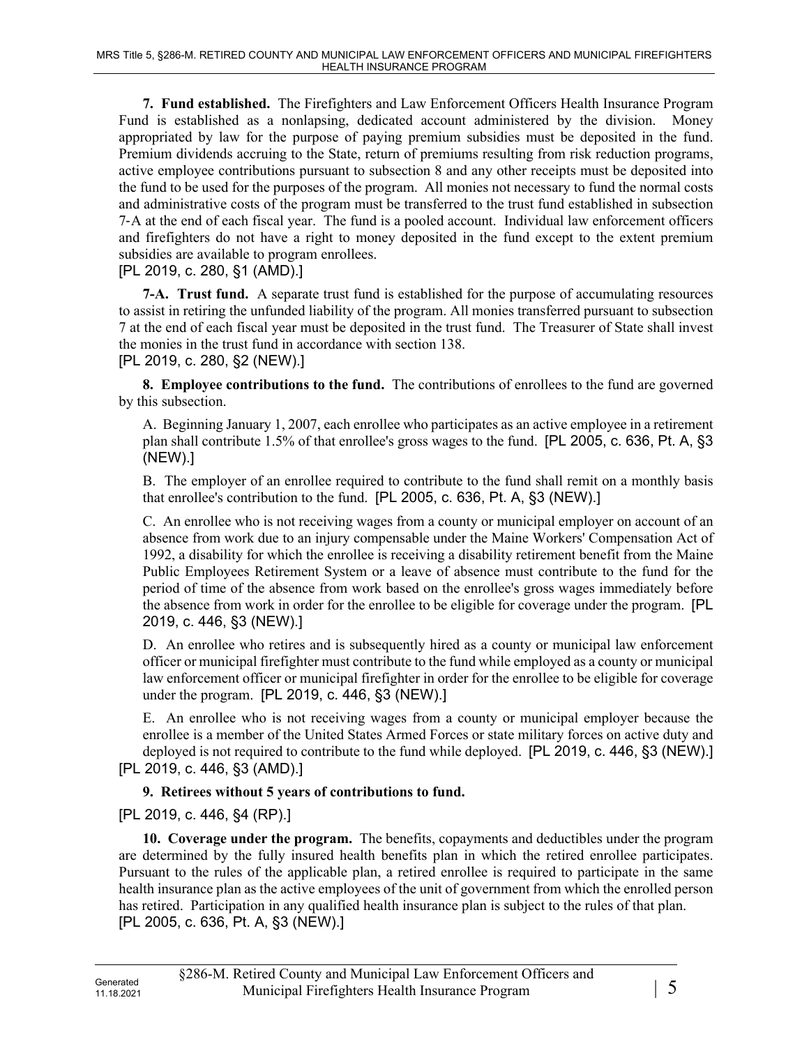**7. Fund established.** The Firefighters and Law Enforcement Officers Health Insurance Program Fund is established as a nonlapsing, dedicated account administered by the division. Money appropriated by law for the purpose of paying premium subsidies must be deposited in the fund. Premium dividends accruing to the State, return of premiums resulting from risk reduction programs, active employee contributions pursuant to subsection 8 and any other receipts must be deposited into the fund to be used for the purposes of the program. All monies not necessary to fund the normal costs and administrative costs of the program must be transferred to the trust fund established in subsection 7-A at the end of each fiscal year. The fund is a pooled account. Individual law enforcement officers and firefighters do not have a right to money deposited in the fund except to the extent premium subsidies are available to program enrollees.
[PL 2019, c. 280, §1 (AMD).]

**7-A. Trust fund.** A separate trust fund is established for the purpose of accumulating resources to assist in retiring the unfunded liability of the program. All monies transferred pursuant to subsection 7 at the end of each fiscal year must be deposited in the trust fund. The Treasurer of State shall invest the monies in the trust fund in accordance with section 138.
[PL 2019, c. 280, §2 (NEW).]

**8. Employee contributions to the fund.** The contributions of enrollees to the fund are governed by this subsection.

A. Beginning January 1, 2007, each enrollee who participates as an active employee in a retirement plan shall contribute 1.5% of that enrollee's gross wages to the fund. [PL 2005, c. 636, Pt. A, §3 (NEW).]

B. The employer of an enrollee required to contribute to the fund shall remit on a monthly basis that enrollee's contribution to the fund. [PL 2005, c. 636, Pt. A, §3 (NEW).]

C. An enrollee who is not receiving wages from a county or municipal employer on account of an absence from work due to an injury compensable under the Maine Workers' Compensation Act of 1992, a disability for which the enrollee is receiving a disability retirement benefit from the Maine Public Employees Retirement System or a leave of absence must contribute to the fund for the period of time of the absence from work based on the enrollee's gross wages immediately before the absence from work in order for the enrollee to be eligible for coverage under the program. [PL 2019, c. 446, §3 (NEW).]

D. An enrollee who retires and is subsequently hired as a county or municipal law enforcement officer or municipal firefighter must contribute to the fund while employed as a county or municipal law enforcement officer or municipal firefighter in order for the enrollee to be eligible for coverage under the program. [PL 2019, c. 446, §3 (NEW).]

E. An enrollee who is not receiving wages from a county or municipal employer because the enrollee is a member of the United States Armed Forces or state military forces on active duty and deployed is not required to contribute to the fund while deployed. [PL 2019, c. 446, §3 (NEW).]
[PL 2019, c. 446, §3 (AMD).]

**9. Retirees without 5 years of contributions to fund.**

[PL 2019, c. 446, §4 (RP).]

**10. Coverage under the program.** The benefits, copayments and deductibles under the program are determined by the fully insured health benefits plan in which the retired enrollee participates. Pursuant to the rules of the applicable plan, a retired enrollee is required to participate in the same health insurance plan as the active employees of the unit of government from which the enrolled person has retired. Participation in any qualified health insurance plan is subject to the rules of that plan.
[PL 2005, c. 636, Pt. A, §3 (NEW).]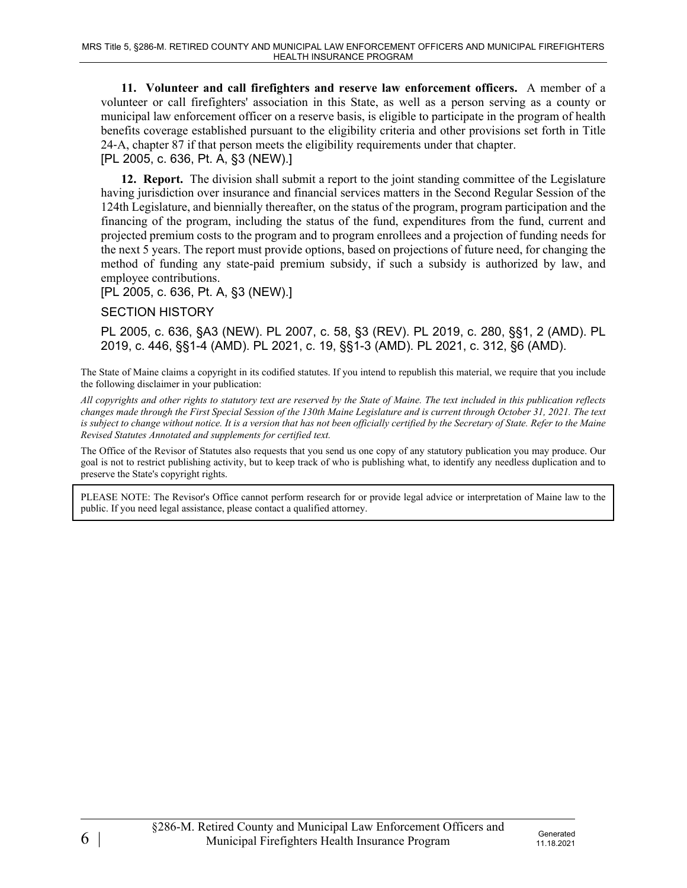**11. Volunteer and call firefighters and reserve law enforcement officers.** A member of a volunteer or call firefighters' association in this State, as well as a person serving as a county or municipal law enforcement officer on a reserve basis, is eligible to participate in the program of health benefits coverage established pursuant to the eligibility criteria and other provisions set forth in Title 24-A, chapter 87 if that person meets the eligibility requirements under that chapter.

[PL 2005, c. 636, Pt. A, §3 (NEW).]

**12. Report.** The division shall submit a report to the joint standing committee of the Legislature having jurisdiction over insurance and financial services matters in the Second Regular Session of the 124th Legislature, and biennially thereafter, on the status of the program, program participation and the financing of the program, including the status of the fund, expenditures from the fund, current and projected premium costs to the program and to program enrollees and a projection of funding needs for the next 5 years. The report must provide options, based on projections of future need, for changing the method of funding any state-paid premium subsidy, if such a subsidy is authorized by law, and employee contributions.

[PL 2005, c. 636, Pt. A, §3 (NEW).]

SECTION HISTORY

PL 2005, c. 636, §A3 (NEW). PL 2007, c. 58, §3 (REV). PL 2019, c. 280, §§1, 2 (AMD). PL 2019, c. 446, §§1-4 (AMD). PL 2021, c. 19, §§1-3 (AMD). PL 2021, c. 312, §6 (AMD).

The State of Maine claims a copyright in its codified statutes. If you intend to republish this material, we require that you include the following disclaimer in your publication:

*All copyrights and other rights to statutory text are reserved by the State of Maine. The text included in this publication reflects changes made through the First Special Session of the 130th Maine Legislature and is current through October 31, 2021. The text is subject to change without notice. It is a version that has not been officially certified by the Secretary of State. Refer to the Maine Revised Statutes Annotated and supplements for certified text.*

The Office of the Revisor of Statutes also requests that you send us one copy of any statutory publication you may produce. Our goal is not to restrict publishing activity, but to keep track of who is publishing what, to identify any needless duplication and to preserve the State's copyright rights.

PLEASE NOTE: The Revisor's Office cannot perform research for or provide legal advice or interpretation of Maine law to the public. If you need legal assistance, please contact a qualified attorney.